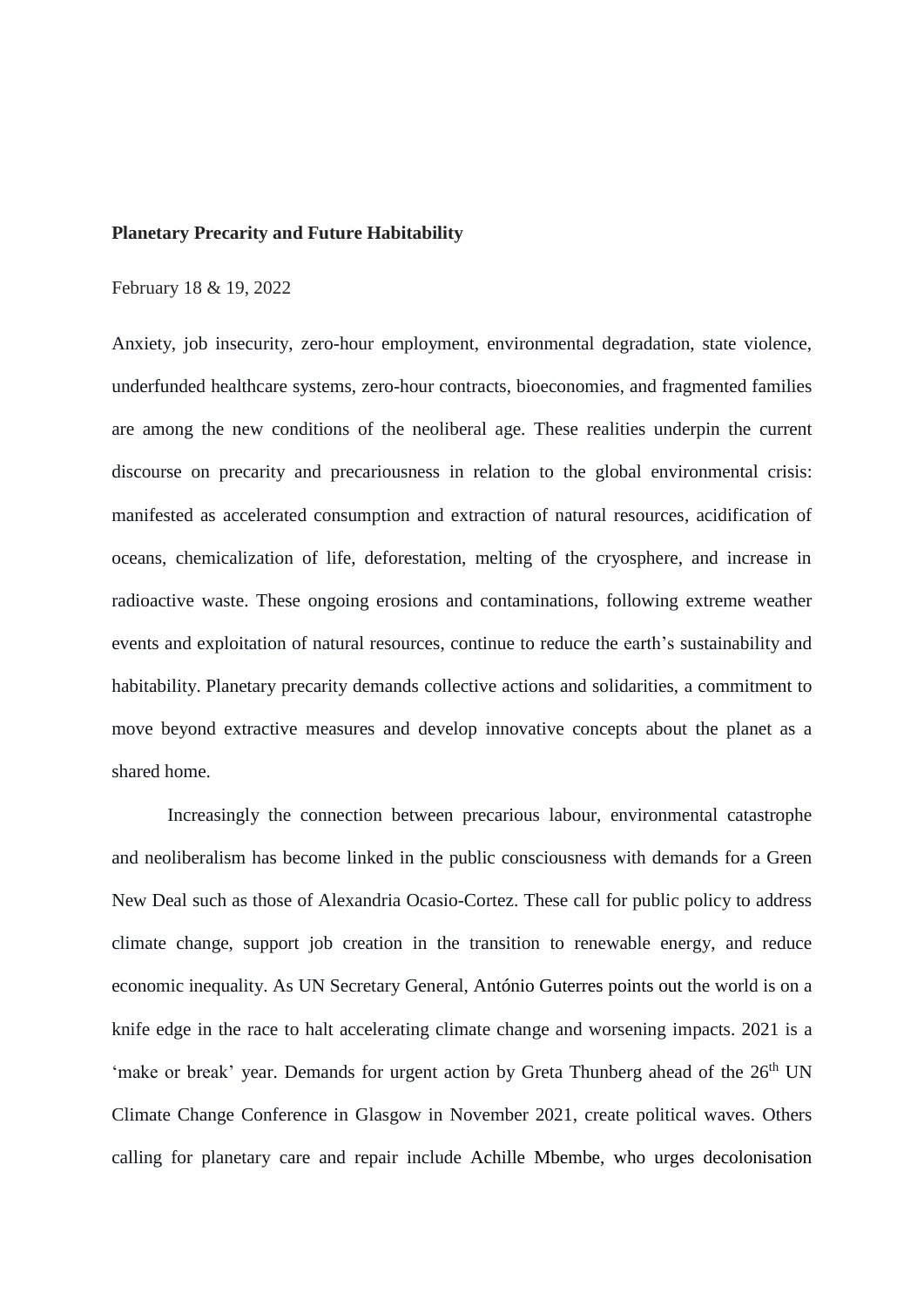**Planetary Precarity and Future Habitability**

February 18 & 19, 2022

Anxiety, job insecurity, zero-hour employment, environmental degradation, state violence, underfunded healthcare systems, zero-hour contracts, bioeconomies, and fragmented families are among the new conditions of the neoliberal age. These realities underpin the current discourse on precarity and precariousness in relation to the global environmental crisis: manifested as accelerated consumption and extraction of natural resources, acidification of oceans, chemicalization of life, deforestation, melting of the cryosphere, and increase in radioactive waste. These ongoing erosions and contaminations, following extreme weather events and exploitation of natural resources, continue to reduce the earth's sustainability and habitability. Planetary precarity demands collective actions and solidarities, a commitment to move beyond extractive measures and develop innovative concepts about the planet as a shared home.

Increasingly the connection between precarious labour, environmental catastrophe and neoliberalism has become linked in the public consciousness with demands for a Green New Deal such as those of Alexandria Ocasio-Cortez. These call for public policy to address climate change, support job creation in the transition to renewable energy, and reduce economic inequality. As UN Secretary General, António Guterres points out the world is on a knife edge in the race to halt accelerating climate change and worsening impacts. 2021 is a 'make or break' year. Demands for urgent action by Greta Thunberg ahead of the 26th UN Climate Change Conference in Glasgow in November 2021, create political waves. Others calling for planetary care and repair include Achille Mbembe, who urges decolonisation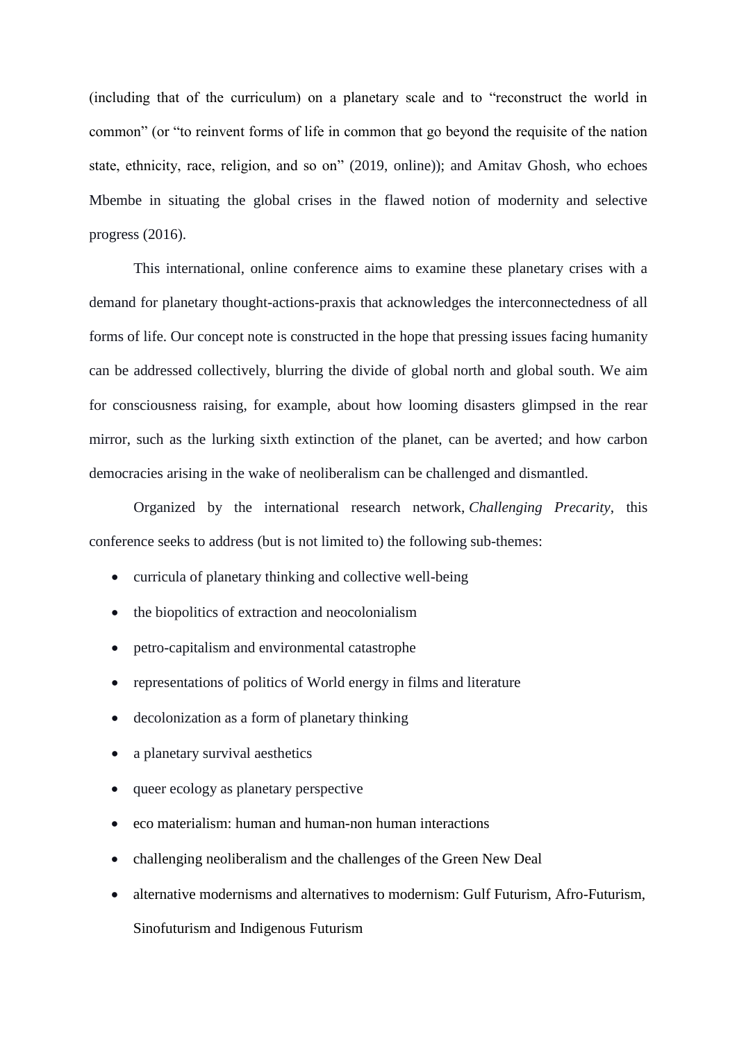(including that of the curriculum) on a planetary scale and to "reconstruct the world in common" (or "to reinvent forms of life in common that go beyond the requisite of the nation state, ethnicity, race, religion, and so on" (2019, online)); and Amitav Ghosh, who echoes Mbembe in situating the global crises in the flawed notion of modernity and selective progress (2016).

This international, online conference aims to examine these planetary crises with a demand for planetary thought-actions-praxis that acknowledges the interconnectedness of all forms of life. Our concept note is constructed in the hope that pressing issues facing humanity can be addressed collectively, blurring the divide of global north and global south. We aim for consciousness raising, for example, about how looming disasters glimpsed in the rear mirror, such as the lurking sixth extinction of the planet, can be averted; and how carbon democracies arising in the wake of neoliberalism can be challenged and dismantled.

Organized by the international research network, *Challenging Precarity*, this conference seeks to address (but is not limited to) the following sub-themes:

- curricula of planetary thinking and collective well-being
- the biopolitics of extraction and neocolonialism
- petro-capitalism and environmental catastrophe
- representations of politics of World energy in films and literature
- decolonization as a form of planetary thinking
- a planetary survival aesthetics
- queer ecology as planetary perspective
- eco materialism: human and human-non human interactions
- challenging neoliberalism and the challenges of the Green New Deal
- alternative modernisms and alternatives to modernism: Gulf Futurism, Afro-Futurism, Sinofuturism and Indigenous Futurism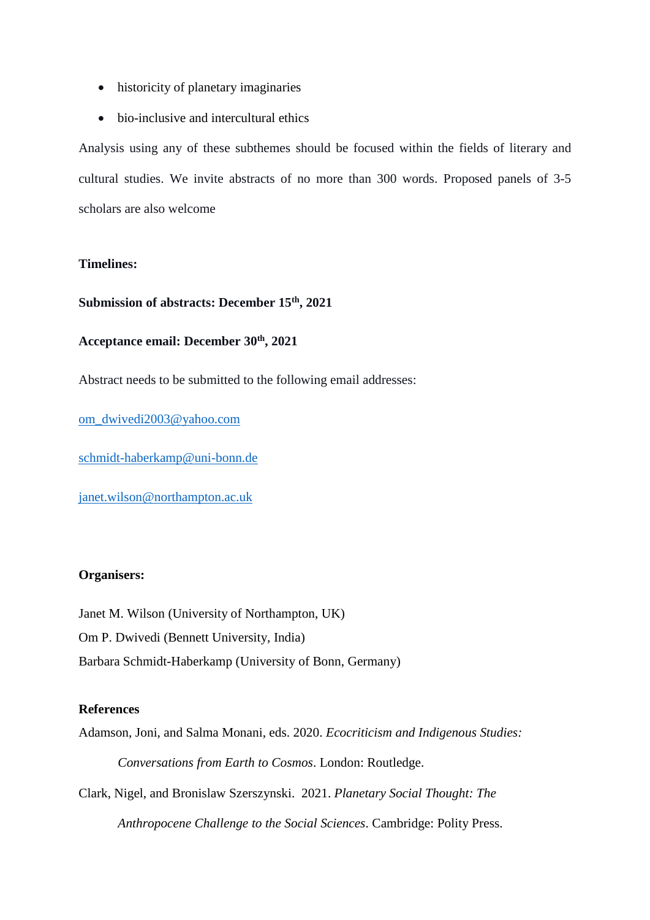- historicity of planetary imaginaries
- bio-inclusive and intercultural ethics

Analysis using any of these subthemes should be focused within the fields of literary and cultural studies. We invite abstracts of no more than 300 words. Proposed panels of 3-5 scholars are also welcome

**Timelines:**

**Submission of abstracts: December 15th, 2021**

**Acceptance email: December 30th, 2021**

Abstract needs to be submitted to the following email addresses:

om_dwivedi2003@yahoo.com

schmidt-haberkamp@uni-bonn.de

janet.wilson@northampton.ac.uk

**Organisers:**

Janet M. Wilson (University of Northampton, UK)
Om P. Dwivedi (Bennett University, India)
Barbara Schmidt-Haberkamp (University of Bonn, Germany)

**References**

Adamson, Joni, and Salma Monani, eds. 2020. *Ecocriticism and Indigenous Studies: Conversations from Earth to Cosmos*. London: Routledge.

Clark, Nigel, and Bronislaw Szerszynski. 2021. *Planetary Social Thought: The Anthropocene Challenge to the Social Sciences*. Cambridge: Polity Press.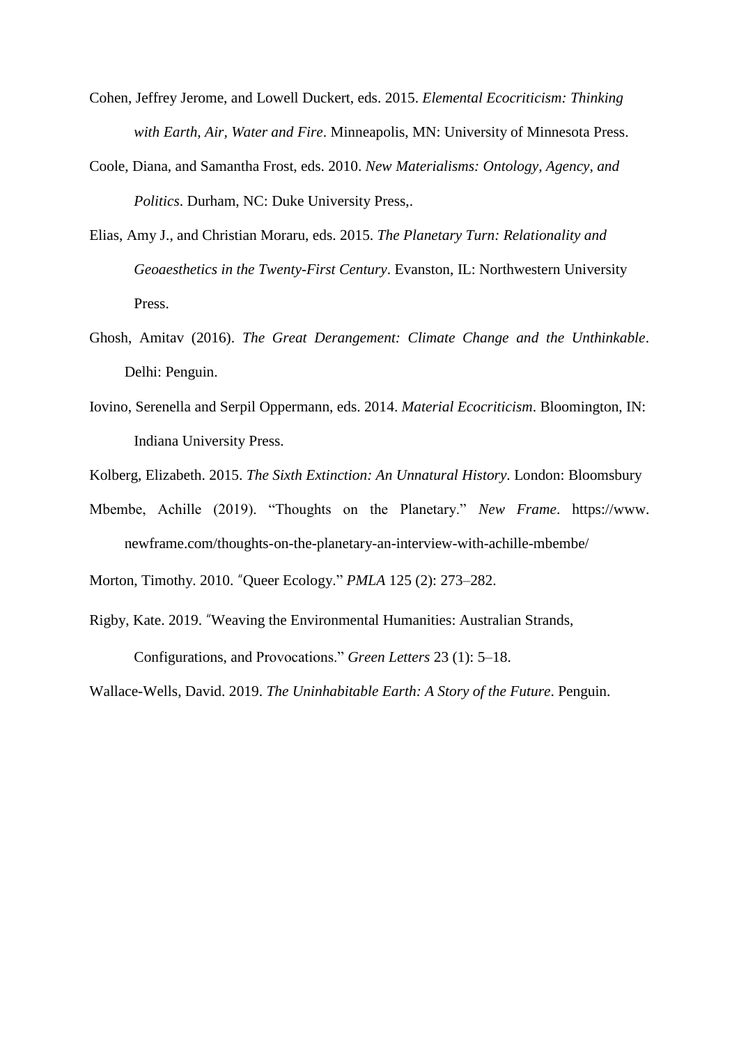Cohen, Jeffrey Jerome, and Lowell Duckert, eds. 2015. *Elemental Ecocriticism: Thinking with Earth, Air, Water and Fire*. Minneapolis, MN: University of Minnesota Press.

Coole, Diana, and Samantha Frost, eds. 2010. *New Materialisms: Ontology, Agency, and Politics*. Durham, NC: Duke University Press,.

Elias, Amy J., and Christian Moraru, eds. 2015. *The Planetary Turn: Relationality and Geoaesthetics in the Twenty-First Century*. Evanston, IL: Northwestern University Press.

Ghosh, Amitav (2016). *The Great Derangement: Climate Change and the Unthinkable*. Delhi: Penguin.

Iovino, Serenella and Serpil Oppermann, eds. 2014. *Material Ecocriticism*. Bloomington, IN: Indiana University Press.

Kolberg, Elizabeth. 2015. *The Sixth Extinction: An Unnatural History*. London: Bloomsbury

Mbembe, Achille (2019). "Thoughts on the Planetary." *New Frame*. https://www.newframe.com/thoughts-on-the-planetary-an-interview-with-achille-mbembe/

Morton, Timothy. 2010. "Queer Ecology." *PMLA* 125 (2): 273–282.

Rigby, Kate. 2019. "Weaving the Environmental Humanities: Australian Strands, Configurations, and Provocations." *Green Letters* 23 (1): 5–18.

Wallace-Wells, David. 2019. *The Uninhabitable Earth: A Story of the Future*. Penguin.